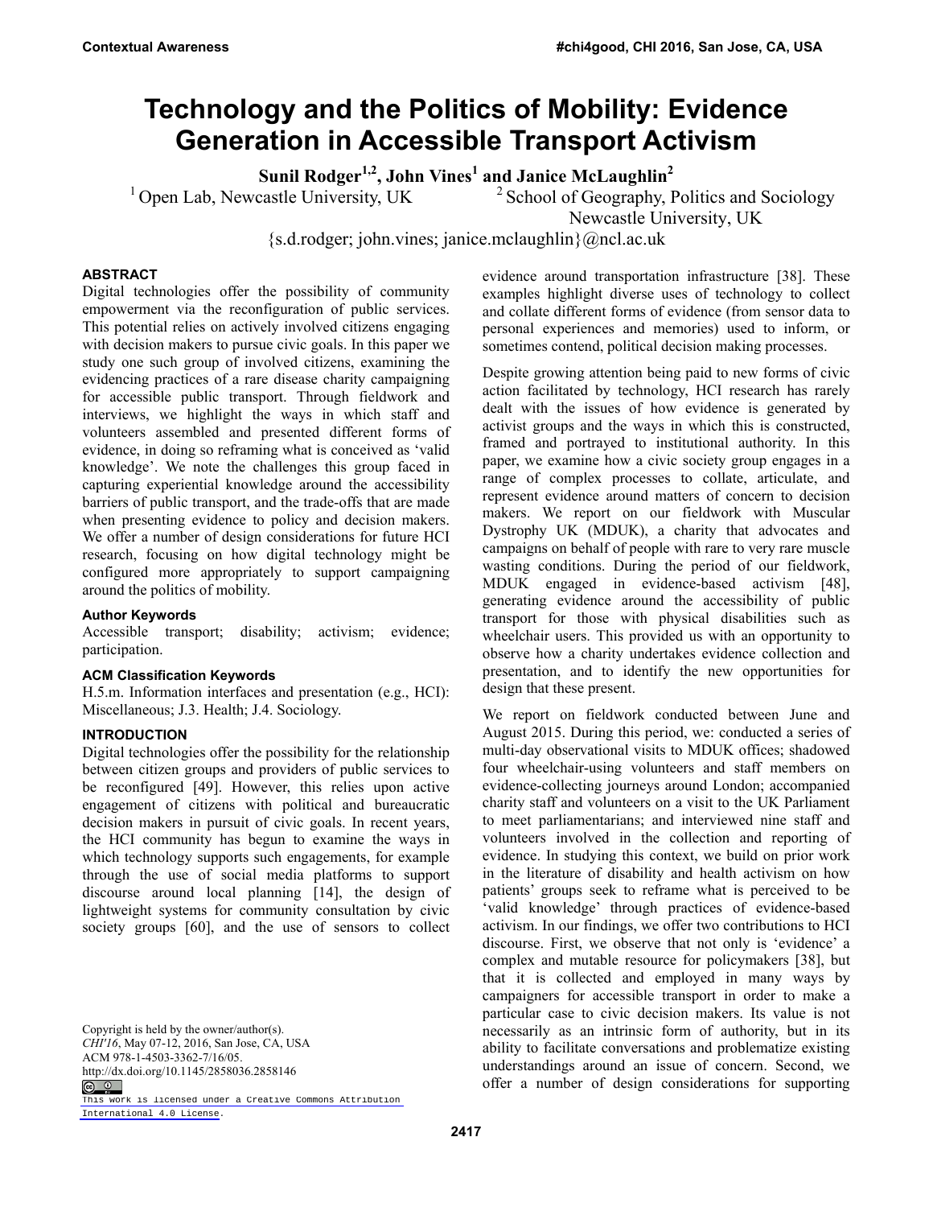# Technology and the Politics of Mobility: Evidence Generation in Accessible Transport Activism

**Sunil Rodger[1,2], John Vines[1] and Janice McLaughlin[2]**

[1] Open Lab, Newcastle University, UK

[2] School of Geography, Politics and Sociology Newcastle University, UK

{s.d.rodger; john.vines; janice.mclaughlin}@ncl.ac.uk

## ABSTRACT

Digital technologies offer the possibility of community empowerment via the reconfiguration of public services. This potential relies on actively involved citizens engaging with decision makers to pursue civic goals. In this paper we study one such group of involved citizens, examining the evidencing practices of a rare disease charity campaigning for accessible public transport. Through fieldwork and interviews, we highlight the ways in which staff and volunteers assembled and presented different forms of evidence, in doing so reframing what is conceived as 'valid knowledge'. We note the challenges this group faced in capturing experiential knowledge around the accessibility barriers of public transport, and the trade-offs that are made when presenting evidence to policy and decision makers. We offer a number of design considerations for future HCI research, focusing on how digital technology might be configured more appropriately to support campaigning around the politics of mobility.

### Author Keywords

Accessible transport; disability; activism; evidence; participation.

### ACM Classification Keywords

H.5.m. Information interfaces and presentation (e.g., HCI): Miscellaneous; J.3. Health; J.4. Sociology.

## INTRODUCTION

Digital technologies offer the possibility for the relationship between citizen groups and providers of public services to be reconfigured [49]. However, this relies upon active engagement of citizens with political and bureaucratic decision makers in pursuit of civic goals. In recent years, the HCI community has begun to examine the ways in which technology supports such engagements, for example through the use of social media platforms to support discourse around local planning [14], the design of lightweight systems for community consultation by civic society groups [60], and the use of sensors to collect evidence around transportation infrastructure [38]. These examples highlight diverse uses of technology to collect and collate different forms of evidence (from sensor data to personal experiences and memories) used to inform, or sometimes contend, political decision making processes.

Despite growing attention being paid to new forms of civic action facilitated by technology, HCI research has rarely dealt with the issues of how evidence is generated by activist groups and the ways in which this is constructed, framed and portrayed to institutional authority. In this paper, we examine how a civic society group engages in a range of complex processes to collate, articulate, and represent evidence around matters of concern to decision makers. We report on our fieldwork with Muscular Dystrophy UK (MDUK), a charity that advocates and campaigns on behalf of people with rare to very rare muscle wasting conditions. During the period of our fieldwork, MDUK engaged in evidence-based activism [48], generating evidence around the accessibility of public transport for those with physical disabilities such as wheelchair users. This provided us with an opportunity to observe how a charity undertakes evidence collection and presentation, and to identify the new opportunities for design that these present.

We report on fieldwork conducted between June and August 2015. During this period, we: conducted a series of multi-day observational visits to MDUK offices; shadowed four wheelchair-using volunteers and staff members on evidence-collecting journeys around London; accompanied charity staff and volunteers on a visit to the UK Parliament to meet parliamentarians; and interviewed nine staff and volunteers involved in the collection and reporting of evidence. In studying this context, we build on prior work in the literature of disability and health activism on how patients' groups seek to reframe what is perceived to be 'valid knowledge' through practices of evidence-based activism. In our findings, we offer two contributions to HCI discourse. First, we observe that not only is 'evidence' a complex and mutable resource for policymakers [38], but that it is collected and employed in many ways by campaigners for accessible transport in order to make a particular case to civic decision makers. Its value is not necessarily as an intrinsic form of authority, but in its ability to facilitate conversations and problematize existing understandings around an issue of concern. Second, we offer a number of design considerations for supporting

Copyright is held by the owner/author(s).
*CHI'16*, May 07-12, 2016, San Jose, CA, USA
ACM 978-1-4503-3362-7/16/05.
http://dx.doi.org/10.1145/2858036.2858146

This work is licensed under a Creative Commons Attribution International 4.0 License.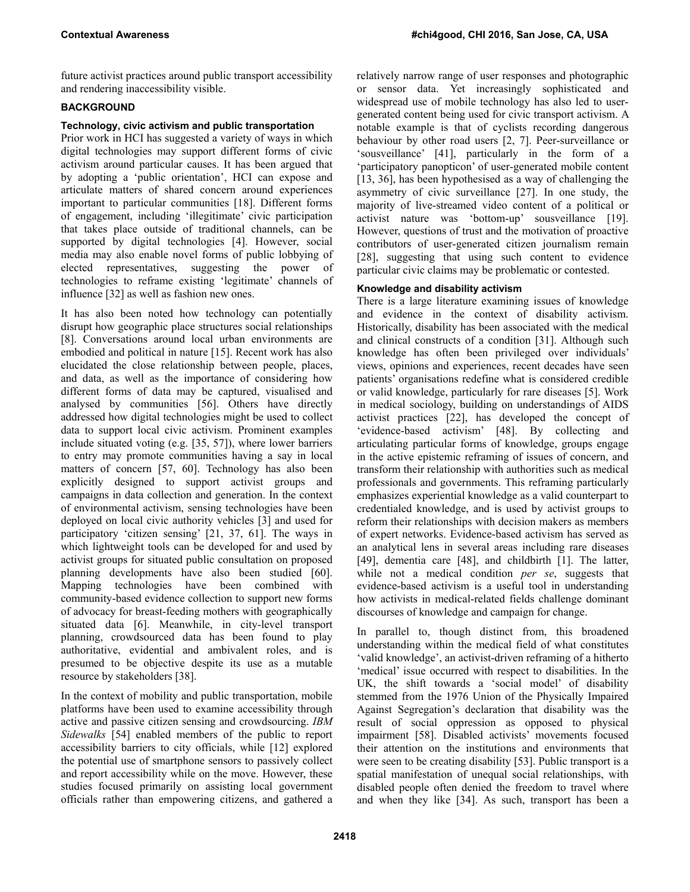future activist practices around public transport accessibility and rendering inaccessibility visible.

## BACKGROUND

### Technology, civic activism and public transportation

Prior work in HCI has suggested a variety of ways in which digital technologies may support different forms of civic activism around particular causes. It has been argued that by adopting a 'public orientation', HCI can expose and articulate matters of shared concern around experiences important to particular communities [18]. Different forms of engagement, including 'illegitimate' civic participation that takes place outside of traditional channels, can be supported by digital technologies [4]. However, social media may also enable novel forms of public lobbying of elected representatives, suggesting the power of technologies to reframe existing 'legitimate' channels of influence [32] as well as fashion new ones.

It has also been noted how technology can potentially disrupt how geographic place structures social relationships [8]. Conversations around local urban environments are embodied and political in nature [15]. Recent work has also elucidated the close relationship between people, places, and data, as well as the importance of considering how different forms of data may be captured, visualised and analysed by communities [56]. Others have directly addressed how digital technologies might be used to collect data to support local civic activism. Prominent examples include situated voting (e.g. [35, 57]), where lower barriers to entry may promote communities having a say in local matters of concern [57, 60]. Technology has also been explicitly designed to support activist groups and campaigns in data collection and generation. In the context of environmental activism, sensing technologies have been deployed on local civic authority vehicles [3] and used for participatory 'citizen sensing' [21, 37, 61]. The ways in which lightweight tools can be developed for and used by activist groups for situated public consultation on proposed planning developments have also been studied [60]. Mapping technologies have been combined with community-based evidence collection to support new forms of advocacy for breast-feeding mothers with geographically situated data [6]. Meanwhile, in city-level transport planning, crowdsourced data has been found to play authoritative, evidential and ambivalent roles, and is presumed to be objective despite its use as a mutable resource by stakeholders [38].

In the context of mobility and public transportation, mobile platforms have been used to examine accessibility through active and passive citizen sensing and crowdsourcing. *IBM Sidewalks* [54] enabled members of the public to report accessibility barriers to city officials, while [12] explored the potential use of smartphone sensors to passively collect and report accessibility while on the move. However, these studies focused primarily on assisting local government officials rather than empowering citizens, and gathered a relatively narrow range of user responses and photographic or sensor data. Yet increasingly sophisticated and widespread use of mobile technology has also led to user-generated content being used for civic transport activism. A notable example is that of cyclists recording dangerous behaviour by other road users [2, 7]. Peer-surveillance or 'sousveillance' [41], particularly in the form of a 'participatory panopticon' of user-generated mobile content [13, 36], has been hypothesised as a way of challenging the asymmetry of civic surveillance [27]. In one study, the majority of live-streamed video content of a political or activist nature was 'bottom-up' sousveillance [19]. However, questions of trust and the motivation of proactive contributors of user-generated citizen journalism remain [28], suggesting that using such content to evidence particular civic claims may be problematic or contested.

### Knowledge and disability activism

There is a large literature examining issues of knowledge and evidence in the context of disability activism. Historically, disability has been associated with the medical and clinical constructs of a condition [31]. Although such knowledge has often been privileged over individuals' views, opinions and experiences, recent decades have seen patients' organisations redefine what is considered credible or valid knowledge, particularly for rare diseases [5]. Work in medical sociology, building on understandings of AIDS activist practices [22], has developed the concept of 'evidence-based activism' [48]. By collecting and articulating particular forms of knowledge, groups engage in the active epistemic reframing of issues of concern, and transform their relationship with authorities such as medical professionals and governments. This reframing particularly emphasizes experiential knowledge as a valid counterpart to credentialed knowledge, and is used by activist groups to reform their relationships with decision makers as members of expert networks. Evidence-based activism has served as an analytical lens in several areas including rare diseases [49], dementia care [48], and childbirth [1]. The latter, while not a medical condition *per se*, suggests that evidence-based activism is a useful tool in understanding how activists in medical-related fields challenge dominant discourses of knowledge and campaign for change.

In parallel to, though distinct from, this broadened understanding within the medical field of what constitutes 'valid knowledge', an activist-driven reframing of a hitherto 'medical' issue occurred with respect to disabilities. In the UK, the shift towards a 'social model' of disability stemmed from the 1976 Union of the Physically Impaired Against Segregation's declaration that disability was the result of social oppression as opposed to physical impairment [58]. Disabled activists' movements focused their attention on the institutions and environments that were seen to be creating disability [53]. Public transport is a spatial manifestation of unequal social relationships, with disabled people often denied the freedom to travel where and when they like [34]. As such, transport has been a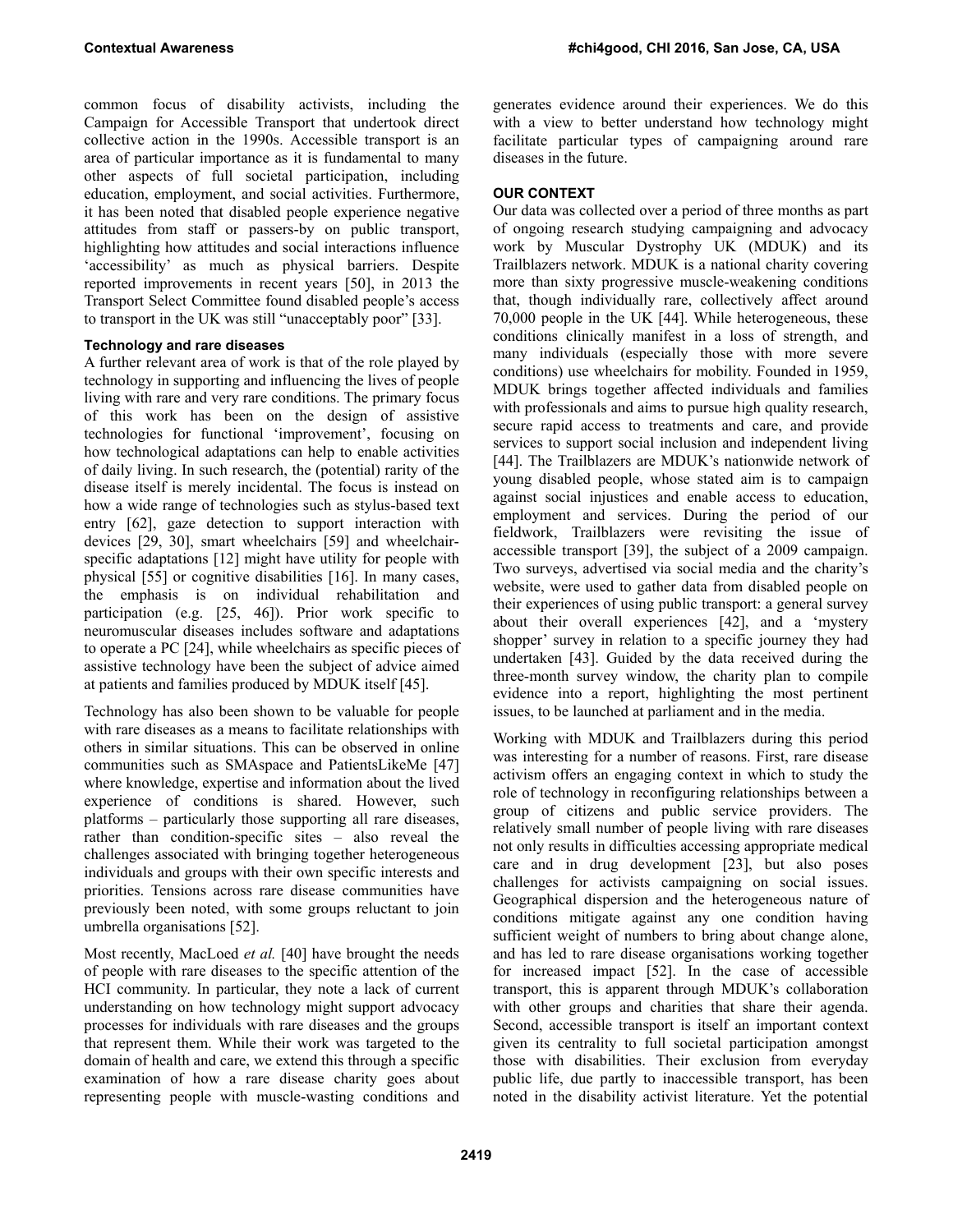common focus of disability activists, including the Campaign for Accessible Transport that undertook direct collective action in the 1990s. Accessible transport is an area of particular importance as it is fundamental to many other aspects of full societal participation, including education, employment, and social activities. Furthermore, it has been noted that disabled people experience negative attitudes from staff or passers-by on public transport, highlighting how attitudes and social interactions influence 'accessibility' as much as physical barriers. Despite reported improvements in recent years [50], in 2013 the Transport Select Committee found disabled people's access to transport in the UK was still "unacceptably poor" [33].

### Technology and rare diseases

A further relevant area of work is that of the role played by technology in supporting and influencing the lives of people living with rare and very rare conditions. The primary focus of this work has been on the design of assistive technologies for functional 'improvement', focusing on how technological adaptations can help to enable activities of daily living. In such research, the (potential) rarity of the disease itself is merely incidental. The focus is instead on how a wide range of technologies such as stylus-based text entry [62], gaze detection to support interaction with devices [29, 30], smart wheelchairs [59] and wheelchair-specific adaptations [12] might have utility for people with physical [55] or cognitive disabilities [16]. In many cases, the emphasis is on individual rehabilitation and participation (e.g. [25, 46]). Prior work specific to neuromuscular diseases includes software and adaptations to operate a PC [24], while wheelchairs as specific pieces of assistive technology have been the subject of advice aimed at patients and families produced by MDUK itself [45].

Technology has also been shown to be valuable for people with rare diseases as a means to facilitate relationships with others in similar situations. This can be observed in online communities such as SMAspace and PatientsLikeMe [47] where knowledge, expertise and information about the lived experience of conditions is shared. However, such platforms – particularly those supporting all rare diseases, rather than condition-specific sites – also reveal the challenges associated with bringing together heterogeneous individuals and groups with their own specific interests and priorities. Tensions across rare disease communities have previously been noted, with some groups reluctant to join umbrella organisations [52].

Most recently, MacLoed *et al.* [40] have brought the needs of people with rare diseases to the specific attention of the HCI community. In particular, they note a lack of current understanding on how technology might support advocacy processes for individuals with rare diseases and the groups that represent them. While their work was targeted to the domain of health and care, we extend this through a specific examination of how a rare disease charity goes about representing people with muscle-wasting conditions and generates evidence around their experiences. We do this with a view to better understand how technology might facilitate particular types of campaigning around rare diseases in the future.

## OUR CONTEXT

Our data was collected over a period of three months as part of ongoing research studying campaigning and advocacy work by Muscular Dystrophy UK (MDUK) and its Trailblazers network. MDUK is a national charity covering more than sixty progressive muscle-weakening conditions that, though individually rare, collectively affect around 70,000 people in the UK [44]. While heterogeneous, these conditions clinically manifest in a loss of strength, and many individuals (especially those with more severe conditions) use wheelchairs for mobility. Founded in 1959, MDUK brings together affected individuals and families with professionals and aims to pursue high quality research, secure rapid access to treatments and care, and provide services to support social inclusion and independent living [44]. The Trailblazers are MDUK's nationwide network of young disabled people, whose stated aim is to campaign against social injustices and enable access to education, employment and services. During the period of our fieldwork, Trailblazers were revisiting the issue of accessible transport [39], the subject of a 2009 campaign. Two surveys, advertised via social media and the charity's website, were used to gather data from disabled people on their experiences of using public transport: a general survey about their overall experiences [42], and a 'mystery shopper' survey in relation to a specific journey they had undertaken [43]. Guided by the data received during the three-month survey window, the charity plan to compile evidence into a report, highlighting the most pertinent issues, to be launched at parliament and in the media.

Working with MDUK and Trailblazers during this period was interesting for a number of reasons. First, rare disease activism offers an engaging context in which to study the role of technology in reconfiguring relationships between a group of citizens and public service providers. The relatively small number of people living with rare diseases not only results in difficulties accessing appropriate medical care and in drug development [23], but also poses challenges for activists campaigning on social issues. Geographical dispersion and the heterogeneous nature of conditions mitigate against any one condition having sufficient weight of numbers to bring about change alone, and has led to rare disease organisations working together for increased impact [52]. In the case of accessible transport, this is apparent through MDUK's collaboration with other groups and charities that share their agenda. Second, accessible transport is itself an important context given its centrality to full societal participation amongst those with disabilities. Their exclusion from everyday public life, due partly to inaccessible transport, has been noted in the disability activist literature. Yet the potential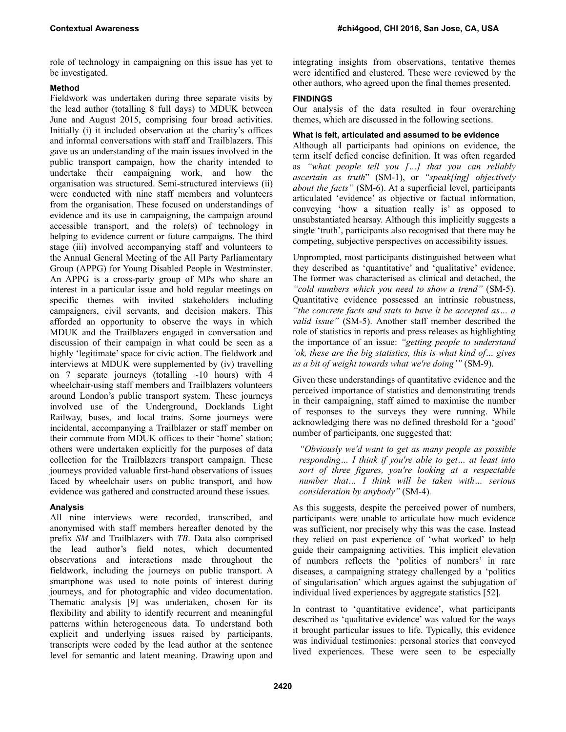role of technology in campaigning on this issue has yet to be investigated.

### Method

Fieldwork was undertaken during three separate visits by the lead author (totalling 8 full days) to MDUK between June and August 2015, comprising four broad activities. Initially (i) it included observation at the charity's offices and informal conversations with staff and Trailblazers. This gave us an understanding of the main issues involved in the public transport campaign, how the charity intended to undertake their campaigning work, and how the organisation was structured. Semi-structured interviews (ii) were conducted with nine staff members and volunteers from the organisation. These focused on understandings of evidence and its use in campaigning, the campaign around accessible transport, and the role(s) of technology in helping to evidence current or future campaigns. The third stage (iii) involved accompanying staff and volunteers to the Annual General Meeting of the All Party Parliamentary Group (APPG) for Young Disabled People in Westminster. An APPG is a cross-party group of MPs who share an interest in a particular issue and hold regular meetings on specific themes with invited stakeholders including campaigners, civil servants, and decision makers. This afforded an opportunity to observe the ways in which MDUK and the Trailblazers engaged in conversation and discussion of their campaign in what could be seen as a highly 'legitimate' space for civic action. The fieldwork and interviews at MDUK were supplemented by (iv) travelling on 7 separate journeys (totalling ~10 hours) with 4 wheelchair-using staff members and Trailblazers volunteers around London's public transport system. These journeys involved use of the Underground, Docklands Light Railway, buses, and local trains. Some journeys were incidental, accompanying a Trailblazer or staff member on their commute from MDUK offices to their 'home' station; others were undertaken explicitly for the purposes of data collection for the Trailblazers transport campaign. These journeys provided valuable first-hand observations of issues faced by wheelchair users on public transport, and how evidence was gathered and constructed around these issues.

### Analysis

All nine interviews were recorded, transcribed, and anonymised with staff members hereafter denoted by the prefix *SM* and Trailblazers with *TB*. Data also comprised the lead author's field notes, which documented observations and interactions made throughout the fieldwork, including the journeys on public transport. A smartphone was used to note points of interest during journeys, and for photographic and video documentation. Thematic analysis [9] was undertaken, chosen for its flexibility and ability to identify recurrent and meaningful patterns within heterogeneous data. To understand both explicit and underlying issues raised by participants, transcripts were coded by the lead author at the sentence level for semantic and latent meaning. Drawing upon and integrating insights from observations, tentative themes were identified and clustered. These were reviewed by the other authors, who agreed upon the final themes presented.

## FINDINGS

Our analysis of the data resulted in four overarching themes, which are discussed in the following sections.

### What is felt, articulated and assumed to be evidence

Although all participants had opinions on evidence, the term itself defied concise definition. It was often regarded as *"what people tell you […] that you can reliably ascertain as truth*" (SM-1), or *"speak[ing] objectively about the facts"* (SM-6). At a superficial level, participants articulated 'evidence' as objective or factual information, conveying 'how a situation really is' as opposed to unsubstantiated hearsay. Although this implicitly suggests a single 'truth', participants also recognised that there may be competing, subjective perspectives on accessibility issues.

Unprompted, most participants distinguished between what they described as 'quantitative' and 'qualitative' evidence. The former was characterised as clinical and detached, the *"cold numbers which you need to show a trend"* (SM-5). Quantitative evidence possessed an intrinsic robustness, *"the concrete facts and stats to have it be accepted as… a valid issue"* (SM-5). Another staff member described the role of statistics in reports and press releases as highlighting the importance of an issue: *"getting people to understand 'ok, these are the big statistics, this is what kind of… gives us a bit of weight towards what we're doing'"* (SM-9).

Given these understandings of quantitative evidence and the perceived importance of statistics and demonstrating trends in their campaigning, staff aimed to maximise the number of responses to the surveys they were running. While acknowledging there was no defined threshold for a 'good' number of participants, one suggested that:

> *"Obviously we'd want to get as many people as possible responding… I think if you're able to get… at least into sort of three figures, you're looking at a respectable number that… I think will be taken with… serious consideration by anybody"* (SM-4).

As this suggests, despite the perceived power of numbers, participants were unable to articulate how much evidence was sufficient, nor precisely why this was the case. Instead they relied on past experience of 'what worked' to help guide their campaigning activities. This implicit elevation of numbers reflects the 'politics of numbers' in rare diseases, a campaigning strategy challenged by a 'politics of singularisation' which argues against the subjugation of individual lived experiences by aggregate statistics [52].

In contrast to 'quantitative evidence', what participants described as 'qualitative evidence' was valued for the ways it brought particular issues to life. Typically, this evidence was individual testimonies: personal stories that conveyed lived experiences. These were seen to be especially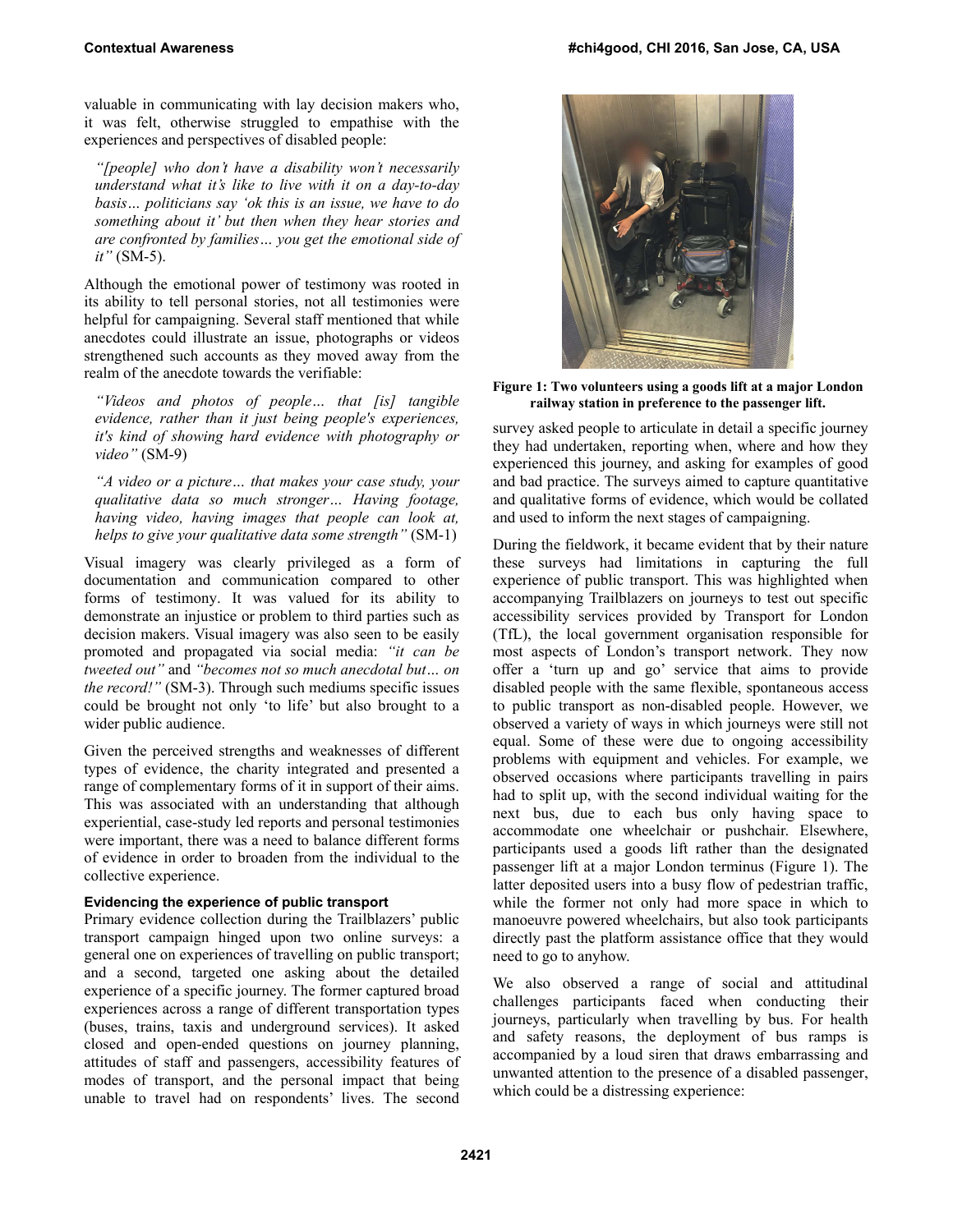valuable in communicating with lay decision makers who, it was felt, otherwise struggled to empathise with the experiences and perspectives of disabled people:

> *"[people] who don't have a disability won't necessarily understand what it's like to live with it on a day-to-day basis… politicians say 'ok this is an issue, we have to do something about it' but then when they hear stories and are confronted by families… you get the emotional side of it"* (SM-5).

Although the emotional power of testimony was rooted in its ability to tell personal stories, not all testimonies were helpful for campaigning. Several staff mentioned that while anecdotes could illustrate an issue, photographs or videos strengthened such accounts as they moved away from the realm of the anecdote towards the verifiable:

> *"Videos and photos of people… that [is] tangible evidence, rather than it just being people's experiences, it's kind of showing hard evidence with photography or video"* (SM-9)

> *"A video or a picture… that makes your case study, your qualitative data so much stronger… Having footage, having video, having images that people can look at, helps to give your qualitative data some strength"* (SM-1)

Visual imagery was clearly privileged as a form of documentation and communication compared to other forms of testimony. It was valued for its ability to demonstrate an injustice or problem to third parties such as decision makers. Visual imagery was also seen to be easily promoted and propagated via social media: *"it can be tweeted out"* and *"becomes not so much anecdotal but… on the record!"* (SM-3). Through such mediums specific issues could be brought not only 'to life' but also brought to a wider public audience.

Given the perceived strengths and weaknesses of different types of evidence, the charity integrated and presented a range of complementary forms of it in support of their aims. This was associated with an understanding that although experiential, case-study led reports and personal testimonies were important, there was a need to balance different forms of evidence in order to broaden from the individual to the collective experience.

### Evidencing the experience of public transport

Primary evidence collection during the Trailblazers' public transport campaign hinged upon two online surveys: a general one on experiences of travelling on public transport; and a second, targeted one asking about the detailed experience of a specific journey. The former captured broad experiences across a range of different transportation types (buses, trains, taxis and underground services). It asked closed and open-ended questions on journey planning, attitudes of staff and passengers, accessibility features of modes of transport, and the personal impact that being unable to travel had on respondents' lives. The second survey asked people to articulate in detail a specific journey they had undertaken, reporting when, where and how they experienced this journey, and asking for examples of good and bad practice. The surveys aimed to capture quantitative and qualitative forms of evidence, which would be collated and used to inform the next stages of campaigning.

**Figure 1: Two volunteers using a goods lift at a major London railway station in preference to the passenger lift.**

During the fieldwork, it became evident that by their nature these surveys had limitations in capturing the full experience of public transport. This was highlighted when accompanying Trailblazers on journeys to test out specific accessibility services provided by Transport for London (TfL), the local government organisation responsible for most aspects of London's transport network. They now offer a 'turn up and go' service that aims to provide disabled people with the same flexible, spontaneous access to public transport as non-disabled people. However, we observed a variety of ways in which journeys were still not equal. Some of these were due to ongoing accessibility problems with equipment and vehicles. For example, we observed occasions where participants travelling in pairs had to split up, with the second individual waiting for the next bus, due to each bus only having space to accommodate one wheelchair or pushchair. Elsewhere, participants used a goods lift rather than the designated passenger lift at a major London terminus (Figure 1). The latter deposited users into a busy flow of pedestrian traffic, while the former not only had more space in which to manoeuvre powered wheelchairs, but also took participants directly past the platform assistance office that they would need to go to anyhow.

We also observed a range of social and attitudinal challenges participants faced when conducting their journeys, particularly when travelling by bus. For health and safety reasons, the deployment of bus ramps is accompanied by a loud siren that draws embarrassing and unwanted attention to the presence of a disabled passenger, which could be a distressing experience: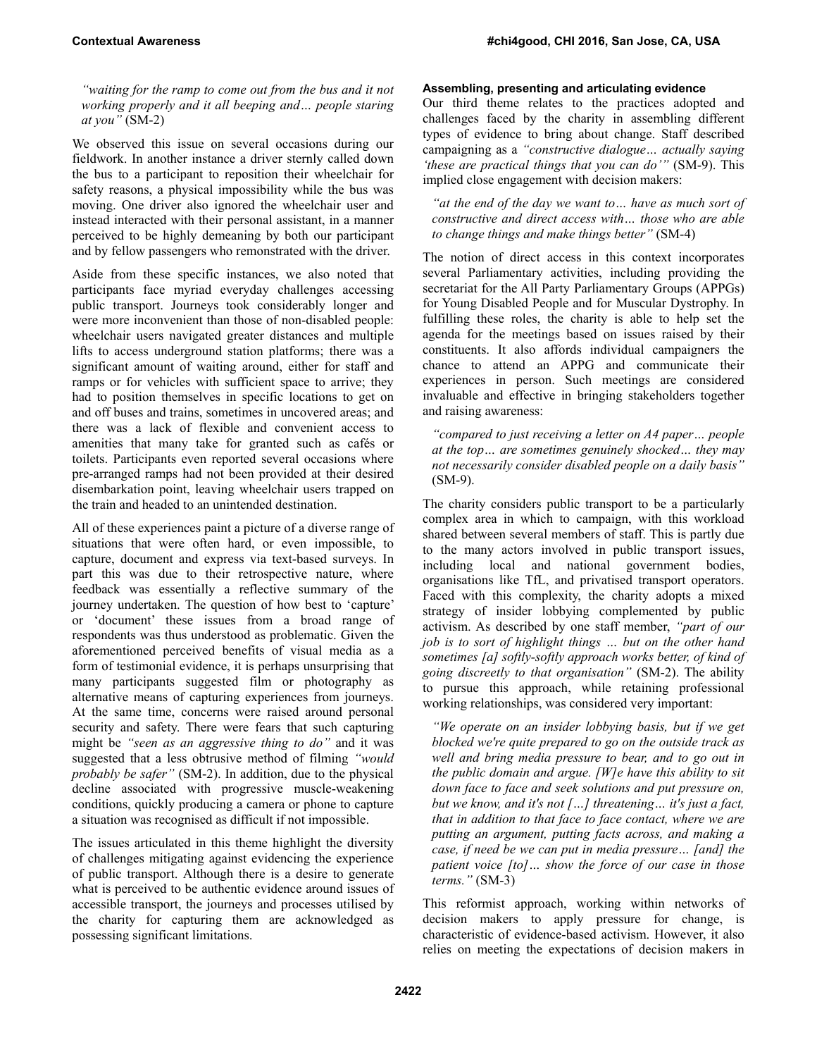> *"waiting for the ramp to come out from the bus and it not working properly and it all beeping and… people staring at you"* (SM-2)

We observed this issue on several occasions during our fieldwork. In another instance a driver sternly called down the bus to a participant to reposition their wheelchair for safety reasons, a physical impossibility while the bus was moving. One driver also ignored the wheelchair user and instead interacted with their personal assistant, in a manner perceived to be highly demeaning by both our participant and by fellow passengers who remonstrated with the driver.

Aside from these specific instances, we also noted that participants face myriad everyday challenges accessing public transport. Journeys took considerably longer and were more inconvenient than those of non-disabled people: wheelchair users navigated greater distances and multiple lifts to access underground station platforms; there was a significant amount of waiting around, either for staff and ramps or for vehicles with sufficient space to arrive; they had to position themselves in specific locations to get on and off buses and trains, sometimes in uncovered areas; and there was a lack of flexible and convenient access to amenities that many take for granted such as cafés or toilets. Participants even reported several occasions where pre-arranged ramps had not been provided at their desired disembarkation point, leaving wheelchair users trapped on the train and headed to an unintended destination.

All of these experiences paint a picture of a diverse range of situations that were often hard, or even impossible, to capture, document and express via text-based surveys. In part this was due to their retrospective nature, where feedback was essentially a reflective summary of the journey undertaken. The question of how best to 'capture' or 'document' these issues from a broad range of respondents was thus understood as problematic. Given the aforementioned perceived benefits of visual media as a form of testimonial evidence, it is perhaps unsurprising that many participants suggested film or photography as alternative means of capturing experiences from journeys. At the same time, concerns were raised around personal security and safety. There were fears that such capturing might be *"seen as an aggressive thing to do"* and it was suggested that a less obtrusive method of filming *"would probably be safer"* (SM-2). In addition, due to the physical decline associated with progressive muscle-weakening conditions, quickly producing a camera or phone to capture a situation was recognised as difficult if not impossible.

The issues articulated in this theme highlight the diversity of challenges mitigating against evidencing the experience of public transport. Although there is a desire to generate what is perceived to be authentic evidence around issues of accessible transport, the journeys and processes utilised by the charity for capturing them are acknowledged as possessing significant limitations.

### Assembling, presenting and articulating evidence

Our third theme relates to the practices adopted and challenges faced by the charity in assembling different types of evidence to bring about change. Staff described campaigning as a *"constructive dialogue… actually saying 'these are practical things that you can do'"* (SM-9). This implied close engagement with decision makers:

> *"at the end of the day we want to… have as much sort of constructive and direct access with… those who are able to change things and make things better"* (SM-4)

The notion of direct access in this context incorporates several Parliamentary activities, including providing the secretariat for the All Party Parliamentary Groups (APPGs) for Young Disabled People and for Muscular Dystrophy. In fulfilling these roles, the charity is able to help set the agenda for the meetings based on issues raised by their constituents. It also affords individual campaigners the chance to attend an APPG and communicate their experiences in person. Such meetings are considered invaluable and effective in bringing stakeholders together and raising awareness:

> *"compared to just receiving a letter on A4 paper… people at the top… are sometimes genuinely shocked… they may not necessarily consider disabled people on a daily basis"* (SM-9).

The charity considers public transport to be a particularly complex area in which to campaign, with this workload shared between several members of staff. This is partly due to the many actors involved in public transport issues, including local and national government bodies, organisations like TfL, and privatised transport operators. Faced with this complexity, the charity adopts a mixed strategy of insider lobbying complemented by public activism. As described by one staff member, *"part of our job is to sort of highlight things … but on the other hand sometimes [a] softly-softly approach works better, of kind of going discreetly to that organisation"* (SM-2). The ability to pursue this approach, while retaining professional working relationships, was considered very important:

> *"We operate on an insider lobbying basis, but if we get blocked we're quite prepared to go on the outside track as well and bring media pressure to bear, and to go out in the public domain and argue. [W]e have this ability to sit down face to face and seek solutions and put pressure on, but we know, and it's not […] threatening… it's just a fact, that in addition to that face to face contact, where we are putting an argument, putting facts across, and making a case, if need be we can put in media pressure… [and] the patient voice [to]… show the force of our case in those terms."* (SM-3)

This reformist approach, working within networks of decision makers to apply pressure for change, is characteristic of evidence-based activism. However, it also relies on meeting the expectations of decision makers in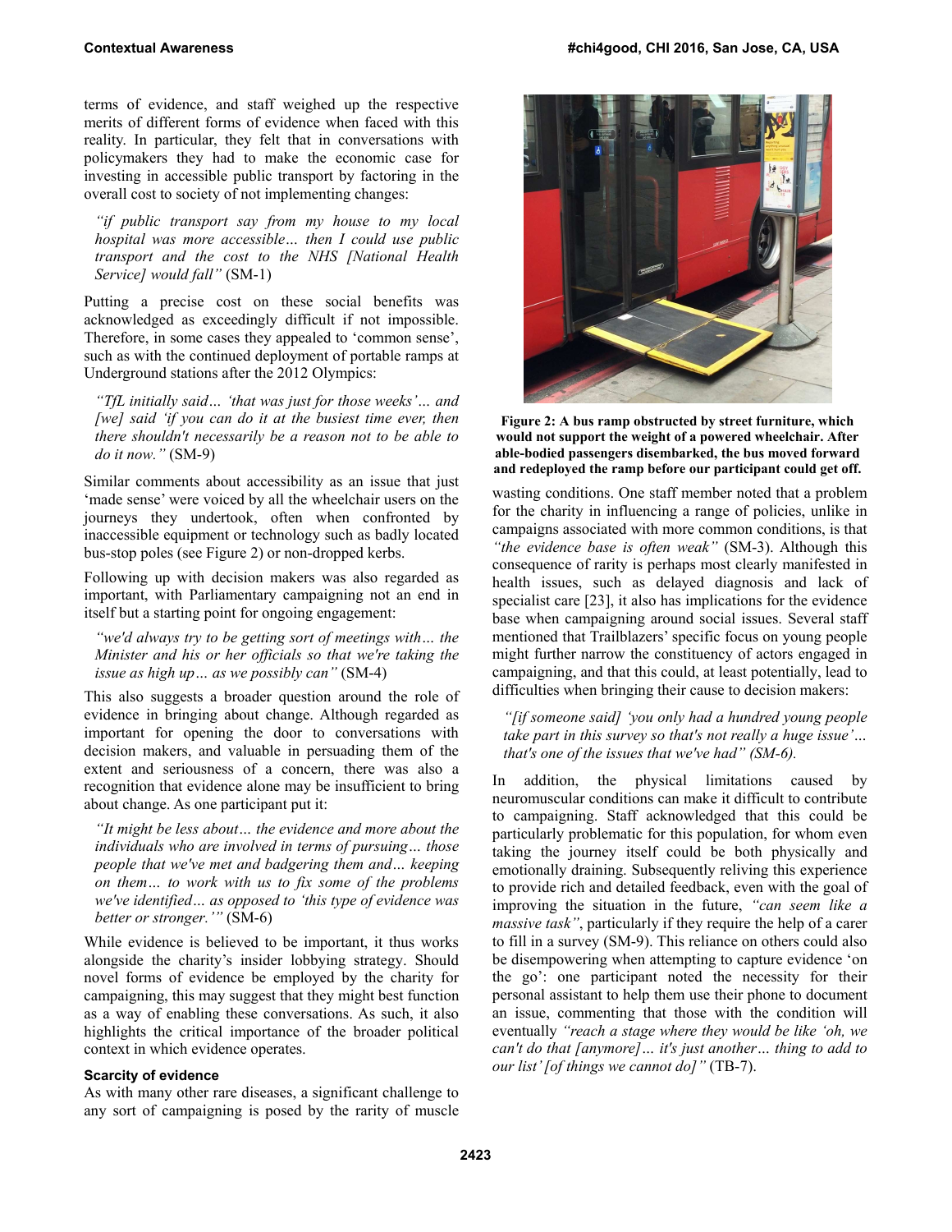terms of evidence, and staff weighed up the respective merits of different forms of evidence when faced with this reality. In particular, they felt that in conversations with policymakers they had to make the economic case for investing in accessible public transport by factoring in the overall cost to society of not implementing changes:

> *"if public transport say from my house to my local hospital was more accessible… then I could use public transport and the cost to the NHS [National Health Service] would fall"* (SM-1)

Putting a precise cost on these social benefits was acknowledged as exceedingly difficult if not impossible. Therefore, in some cases they appealed to 'common sense', such as with the continued deployment of portable ramps at Underground stations after the 2012 Olympics:

> *"TfL initially said… 'that was just for those weeks'… and [we] said 'if you can do it at the busiest time ever, then there shouldn't necessarily be a reason not to be able to do it now."* (SM-9)

Similar comments about accessibility as an issue that just 'made sense' were voiced by all the wheelchair users on the journeys they undertook, often when confronted by inaccessible equipment or technology such as badly located bus-stop poles (see Figure 2) or non-dropped kerbs.

Following up with decision makers was also regarded as important, with Parliamentary campaigning not an end in itself but a starting point for ongoing engagement:

> *"we'd always try to be getting sort of meetings with… the Minister and his or her officials so that we're taking the issue as high up… as we possibly can"* (SM-4)

This also suggests a broader question around the role of evidence in bringing about change. Although regarded as important for opening the door to conversations with decision makers, and valuable in persuading them of the extent and seriousness of a concern, there was also a recognition that evidence alone may be insufficient to bring about change. As one participant put it:

> *"It might be less about… the evidence and more about the individuals who are involved in terms of pursuing… those people that we've met and badgering them and… keeping on them… to work with us to fix some of the problems we've identified… as opposed to 'this type of evidence was better or stronger.'"* (SM-6)

While evidence is believed to be important, it thus works alongside the charity's insider lobbying strategy. Should novel forms of evidence be employed by the charity for campaigning, this may suggest that they might best function as a way of enabling these conversations. As such, it also highlights the critical importance of the broader political context in which evidence operates.

### Scarcity of evidence

As with many other rare diseases, a significant challenge to any sort of campaigning is posed by the rarity of muscle wasting conditions. One staff member noted that a problem for the charity in influencing a range of policies, unlike in campaigns associated with more common conditions, is that *"the evidence base is often weak"* (SM-3). Although this consequence of rarity is perhaps most clearly manifested in health issues, such as delayed diagnosis and lack of specialist care [23], it also has implications for the evidence base when campaigning around social issues. Several staff mentioned that Trailblazers' specific focus on young people might further narrow the constituency of actors engaged in campaigning, and that this could, at least potentially, lead to difficulties when bringing their cause to decision makers:

> *"[if someone said] 'you only had a hundred young people take part in this survey so that's not really a huge issue'… that's one of the issues that we've had" (SM-6).*

In addition, the physical limitations caused by neuromuscular conditions can make it difficult to contribute to campaigning. Staff acknowledged that this could be particularly problematic for this population, for whom even taking the journey itself could be both physically and emotionally draining. Subsequently reliving this experience to provide rich and detailed feedback, even with the goal of improving the situation in the future, *"can seem like a massive task"*, particularly if they require the help of a carer to fill in a survey (SM-9). This reliance on others could also be disempowering when attempting to capture evidence 'on the go': one participant noted the necessity for their personal assistant to help them use their phone to document an issue, commenting that those with the condition will eventually *"reach a stage where they would be like 'oh, we can't do that [anymore]… it's just another… thing to add to our list' [of things we cannot do]"* (TB-7).

**Figure 2: A bus ramp obstructed by street furniture, which would not support the weight of a powered wheelchair. After able-bodied passengers disembarked, the bus moved forward and redeployed the ramp before our participant could get off.**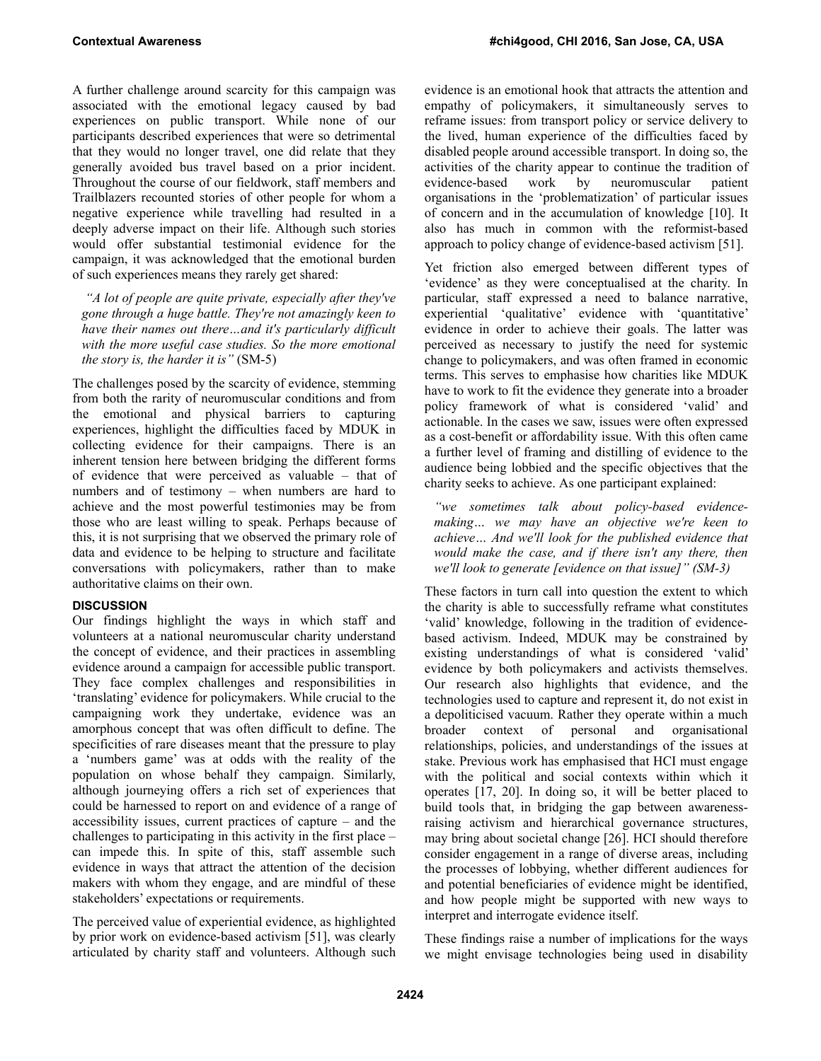A further challenge around scarcity for this campaign was associated with the emotional legacy caused by bad experiences on public transport. While none of our participants described experiences that were so detrimental that they would no longer travel, one did relate that they generally avoided bus travel based on a prior incident. Throughout the course of our fieldwork, staff members and Trailblazers recounted stories of other people for whom a negative experience while travelling had resulted in a deeply adverse impact on their life. Although such stories would offer substantial testimonial evidence for the campaign, it was acknowledged that the emotional burden of such experiences means they rarely get shared:

> *"A lot of people are quite private, especially after they've gone through a huge battle. They're not amazingly keen to have their names out there…and it's particularly difficult with the more useful case studies. So the more emotional the story is, the harder it is"* (SM-5)

The challenges posed by the scarcity of evidence, stemming from both the rarity of neuromuscular conditions and from the emotional and physical barriers to capturing experiences, highlight the difficulties faced by MDUK in collecting evidence for their campaigns. There is an inherent tension here between bridging the different forms of evidence that were perceived as valuable – that of numbers and of testimony – when numbers are hard to achieve and the most powerful testimonies may be from those who are least willing to speak. Perhaps because of this, it is not surprising that we observed the primary role of data and evidence to be helping to structure and facilitate conversations with policymakers, rather than to make authoritative claims on their own.

## DISCUSSION

Our findings highlight the ways in which staff and volunteers at a national neuromuscular charity understand the concept of evidence, and their practices in assembling evidence around a campaign for accessible public transport. They face complex challenges and responsibilities in 'translating' evidence for policymakers. While crucial to the campaigning work they undertake, evidence was an amorphous concept that was often difficult to define. The specificities of rare diseases meant that the pressure to play a 'numbers game' was at odds with the reality of the population on whose behalf they campaign. Similarly, although journeying offers a rich set of experiences that could be harnessed to report on and evidence of a range of accessibility issues, current practices of capture – and the challenges to participating in this activity in the first place – can impede this. In spite of this, staff assemble such evidence in ways that attract the attention of the decision makers with whom they engage, and are mindful of these stakeholders' expectations or requirements.

The perceived value of experiential evidence, as highlighted by prior work on evidence-based activism [51], was clearly articulated by charity staff and volunteers. Although such evidence is an emotional hook that attracts the attention and empathy of policymakers, it simultaneously serves to reframe issues: from transport policy or service delivery to the lived, human experience of the difficulties faced by disabled people around accessible transport. In doing so, the activities of the charity appear to continue the tradition of evidence-based work by neuromuscular patient organisations in the 'problematization' of particular issues of concern and in the accumulation of knowledge [10]. It also has much in common with the reformist-based approach to policy change of evidence-based activism [51].

Yet friction also emerged between different types of 'evidence' as they were conceptualised at the charity. In particular, staff expressed a need to balance narrative, experiential 'qualitative' evidence with 'quantitative' evidence in order to achieve their goals. The latter was perceived as necessary to justify the need for systemic change to policymakers, and was often framed in economic terms. This serves to emphasise how charities like MDUK have to work to fit the evidence they generate into a broader policy framework of what is considered 'valid' and actionable. In the cases we saw, issues were often expressed as a cost-benefit or affordability issue. With this often came a further level of framing and distilling of evidence to the audience being lobbied and the specific objectives that the charity seeks to achieve. As one participant explained:

> *"we sometimes talk about policy-based evidence-making… we may have an objective we're keen to achieve… And we'll look for the published evidence that would make the case, and if there isn't any there, then we'll look to generate [evidence on that issue]" (SM-3)*

These factors in turn call into question the extent to which the charity is able to successfully reframe what constitutes 'valid' knowledge, following in the tradition of evidence-based activism. Indeed, MDUK may be constrained by existing understandings of what is considered 'valid' evidence by both policymakers and activists themselves. Our research also highlights that evidence, and the technologies used to capture and represent it, do not exist in a depoliticised vacuum. Rather they operate within a much broader context of personal and organisational relationships, policies, and understandings of the issues at stake. Previous work has emphasised that HCI must engage with the political and social contexts within which it operates [17, 20]. In doing so, it will be better placed to build tools that, in bridging the gap between awareness-raising activism and hierarchical governance structures, may bring about societal change [26]. HCI should therefore consider engagement in a range of diverse areas, including the processes of lobbying, whether different audiences for and potential beneficiaries of evidence might be identified, and how people might be supported with new ways to interpret and interrogate evidence itself.

These findings raise a number of implications for the ways we might envisage technologies being used in disability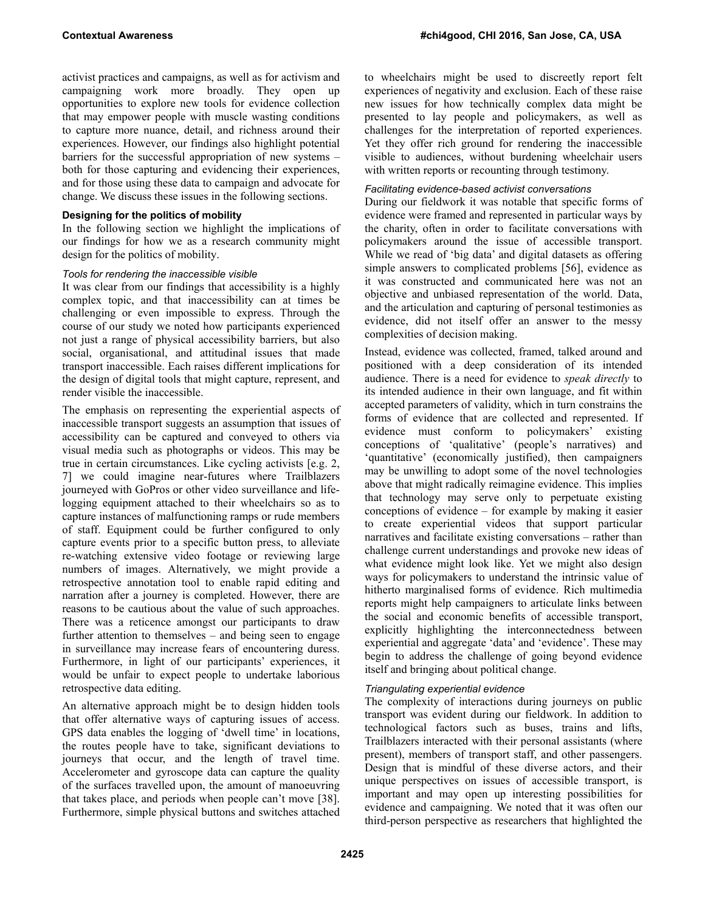activist practices and campaigns, as well as for activism and campaigning work more broadly. They open up opportunities to explore new tools for evidence collection that may empower people with muscle wasting conditions to capture more nuance, detail, and richness around their experiences. However, our findings also highlight potential barriers for the successful appropriation of new systems – both for those capturing and evidencing their experiences, and for those using these data to campaign and advocate for change. We discuss these issues in the following sections.

### Designing for the politics of mobility

In the following section we highlight the implications of our findings for how we as a research community might design for the politics of mobility.

#### *Tools for rendering the inaccessible visible*

It was clear from our findings that accessibility is a highly complex topic, and that inaccessibility can at times be challenging or even impossible to express. Through the course of our study we noted how participants experienced not just a range of physical accessibility barriers, but also social, organisational, and attitudinal issues that made transport inaccessible. Each raises different implications for the design of digital tools that might capture, represent, and render visible the inaccessible.

The emphasis on representing the experiential aspects of inaccessible transport suggests an assumption that issues of accessibility can be captured and conveyed to others via visual media such as photographs or videos. This may be true in certain circumstances. Like cycling activists [e.g. 2, 7] we could imagine near-futures where Trailblazers journeyed with GoPros or other video surveillance and life-logging equipment attached to their wheelchairs so as to capture instances of malfunctioning ramps or rude members of staff. Equipment could be further configured to only capture events prior to a specific button press, to alleviate re-watching extensive video footage or reviewing large numbers of images. Alternatively, we might provide a retrospective annotation tool to enable rapid editing and narration after a journey is completed. However, there are reasons to be cautious about the value of such approaches. There was a reticence amongst our participants to draw further attention to themselves – and being seen to engage in surveillance may increase fears of encountering duress. Furthermore, in light of our participants' experiences, it would be unfair to expect people to undertake laborious retrospective data editing.

An alternative approach might be to design hidden tools that offer alternative ways of capturing issues of access. GPS data enables the logging of 'dwell time' in locations, the routes people have to take, significant deviations to journeys that occur, and the length of travel time. Accelerometer and gyroscope data can capture the quality of the surfaces travelled upon, the amount of manoeuvring that takes place, and periods when people can't move [38]. Furthermore, simple physical buttons and switches attached to wheelchairs might be used to discreetly report felt experiences of negativity and exclusion. Each of these raise new issues for how technically complex data might be presented to lay people and policymakers, as well as challenges for the interpretation of reported experiences. Yet they offer rich ground for rendering the inaccessible visible to audiences, without burdening wheelchair users with written reports or recounting through testimony.

#### *Facilitating evidence-based activist conversations*

During our fieldwork it was notable that specific forms of evidence were framed and represented in particular ways by the charity, often in order to facilitate conversations with policymakers around the issue of accessible transport. While we read of 'big data' and digital datasets as offering simple answers to complicated problems [56], evidence as it was constructed and communicated here was not an objective and unbiased representation of the world. Data, and the articulation and capturing of personal testimonies as evidence, did not itself offer an answer to the messy complexities of decision making.

Instead, evidence was collected, framed, talked around and positioned with a deep consideration of its intended audience. There is a need for evidence to *speak directly* to its intended audience in their own language, and fit within accepted parameters of validity, which in turn constrains the forms of evidence that are collected and represented. If evidence must conform to policymakers' existing conceptions of 'qualitative' (people's narratives) and 'quantitative' (economically justified), then campaigners may be unwilling to adopt some of the novel technologies above that might radically reimagine evidence. This implies that technology may serve only to perpetuate existing conceptions of evidence – for example by making it easier to create experiential videos that support particular narratives and facilitate existing conversations – rather than challenge current understandings and provoke new ideas of what evidence might look like. Yet we might also design ways for policymakers to understand the intrinsic value of hitherto marginalised forms of evidence. Rich multimedia reports might help campaigners to articulate links between the social and economic benefits of accessible transport, explicitly highlighting the interconnectedness between experiential and aggregate 'data' and 'evidence'. These may begin to address the challenge of going beyond evidence itself and bringing about political change.

#### *Triangulating experiential evidence*

The complexity of interactions during journeys on public transport was evident during our fieldwork. In addition to technological factors such as buses, trains and lifts, Trailblazers interacted with their personal assistants (where present), members of transport staff, and other passengers. Design that is mindful of these diverse actors, and their unique perspectives on issues of accessible transport, is important and may open up interesting possibilities for evidence and campaigning. We noted that it was often our third-person perspective as researchers that highlighted the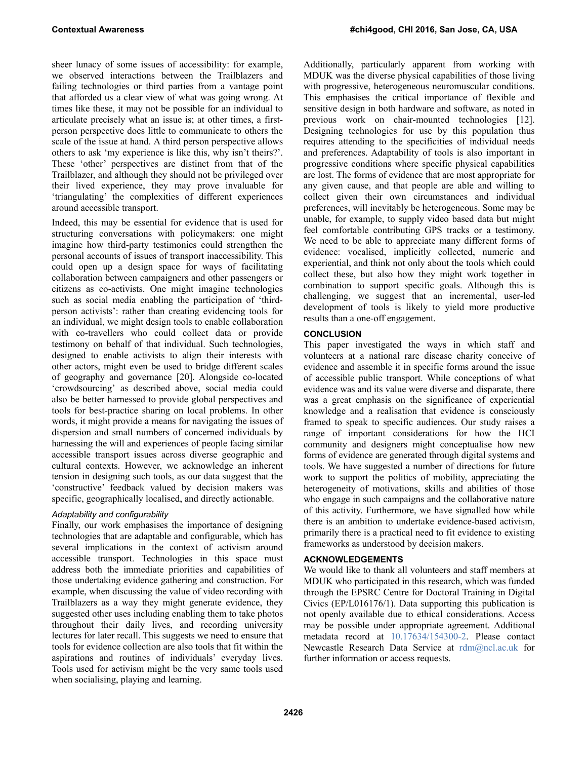sheer lunacy of some issues of accessibility: for example, we observed interactions between the Trailblazers and failing technologies or third parties from a vantage point that afforded us a clear view of what was going wrong. At times like these, it may not be possible for an individual to articulate precisely what an issue is; at other times, a first-person perspective does little to communicate to others the scale of the issue at hand. A third person perspective allows others to ask 'my experience is like this, why isn't theirs?'. These 'other' perspectives are distinct from that of the Trailblazer, and although they should not be privileged over their lived experience, they may prove invaluable for 'triangulating' the complexities of different experiences around accessible transport.

Indeed, this may be essential for evidence that is used for structuring conversations with policymakers: one might imagine how third-party testimonies could strengthen the personal accounts of issues of transport inaccessibility. This could open up a design space for ways of facilitating collaboration between campaigners and other passengers or citizens as co-activists. One might imagine technologies such as social media enabling the participation of 'third-person activists': rather than creating evidencing tools for an individual, we might design tools to enable collaboration with co-travellers who could collect data or provide testimony on behalf of that individual. Such technologies, designed to enable activists to align their interests with other actors, might even be used to bridge different scales of geography and governance [20]. Alongside co-located 'crowdsourcing' as described above, social media could also be better harnessed to provide global perspectives and tools for best-practice sharing on local problems. In other words, it might provide a means for navigating the issues of dispersion and small numbers of concerned individuals by harnessing the will and experiences of people facing similar accessible transport issues across diverse geographic and cultural contexts. However, we acknowledge an inherent tension in designing such tools, as our data suggest that the 'constructive' feedback valued by decision makers was specific, geographically localised, and directly actionable.

### *Adaptability and configurability*

Finally, our work emphasises the importance of designing technologies that are adaptable and configurable, which has several implications in the context of activism around accessible transport. Technologies in this space must address both the immediate priorities and capabilities of those undertaking evidence gathering and construction. For example, when discussing the value of video recording with Trailblazers as a way they might generate evidence, they suggested other uses including enabling them to take photos throughout their daily lives, and recording university lectures for later recall. This suggests we need to ensure that tools for evidence collection are also tools that fit within the aspirations and routines of individuals' everyday lives. Tools used for activism might be the very same tools used when socialising, playing and learning.

Additionally, particularly apparent from working with MDUK was the diverse physical capabilities of those living with progressive, heterogeneous neuromuscular conditions. This emphasises the critical importance of flexible and sensitive design in both hardware and software, as noted in previous work on chair-mounted technologies [12]. Designing technologies for use by this population thus requires attending to the specificities of individual needs and preferences. Adaptability of tools is also important in progressive conditions where specific physical capabilities are lost. The forms of evidence that are most appropriate for any given cause, and that people are able and willing to collect given their own circumstances and individual preferences, will inevitably be heterogeneous. Some may be unable, for example, to supply video based data but might feel comfortable contributing GPS tracks or a testimony. We need to be able to appreciate many different forms of evidence: vocalised, implicitly collected, numeric and experiential, and think not only about the tools which could collect these, but also how they might work together in combination to support specific goals. Although this is challenging, we suggest that an incremental, user-led development of tools is likely to yield more productive results than a one-off engagement.

## CONCLUSION

This paper investigated the ways in which staff and volunteers at a national rare disease charity conceive of evidence and assemble it in specific forms around the issue of accessible public transport. While conceptions of what evidence was and its value were diverse and disparate, there was a great emphasis on the significance of experiential knowledge and a realisation that evidence is consciously framed to speak to specific audiences. Our study raises a range of important considerations for how the HCI community and designers might conceptualise how new forms of evidence are generated through digital systems and tools. We have suggested a number of directions for future work to support the politics of mobility, appreciating the heterogeneity of motivations, skills and abilities of those who engage in such campaigns and the collaborative nature of this activity. Furthermore, we have signalled how while there is an ambition to undertake evidence-based activism, primarily there is a practical need to fit evidence to existing frameworks as understood by decision makers.

## ACKNOWLEDGEMENTS

We would like to thank all volunteers and staff members at MDUK who participated in this research, which was funded through the EPSRC Centre for Doctoral Training in Digital Civics (EP/L016176/1). Data supporting this publication is not openly available due to ethical considerations. Access may be possible under appropriate agreement. Additional metadata record at 10.17634/154300-2. Please contact Newcastle Research Data Service at rdm@ncl.ac.uk for further information or access requests.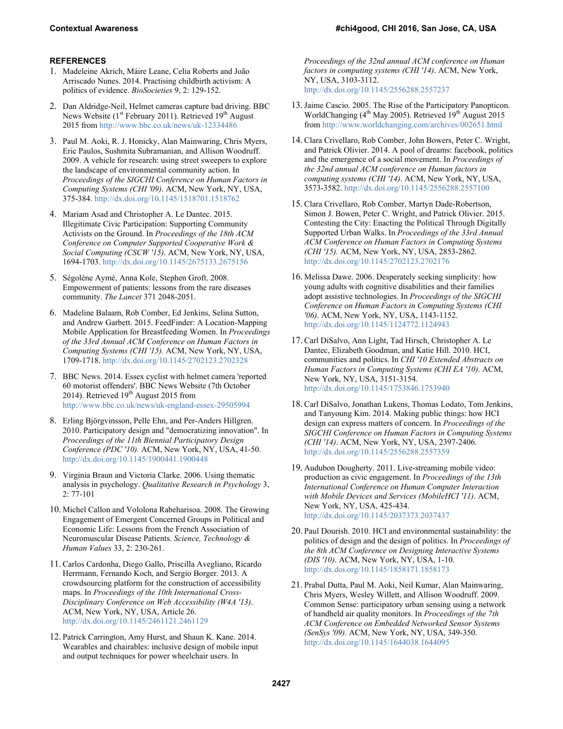## REFERENCES

1. Madeleine Akrich, Máire Leane, Celia Roberts and João Arriscado Nunes. 2014. Practising childbirth activism: A politics of evidence. *BioSocieties* 9, 2: 129-152.
2. Dan Aldridge-Neil, Helmet cameras capture bad driving. BBC News Website (1st February 2011). Retrieved 19th August 2015 from http://www.bbc.co.uk/news/uk-12334486
3. Paul M. Aoki, R. J. Honicky, Alan Mainwaring, Chris Myers, Eric Paulos, Sushmita Subramanian, and Allison Woodruff. 2009. A vehicle for research: using street sweepers to explore the landscape of environmental community action. In *Proceedings of the SIGCHI Conference on Human Factors in Computing Systems (CHI '09)*. ACM, New York, NY, USA, 375-384. http://dx.doi.org/10.1145/1518701.1518762
4. Mariam Asad and Christopher A. Le Dantec. 2015. Illegitimate Civic Participation: Supporting Community Activists on the Ground. In *Proceedings of the 18th ACM Conference on Computer Supported Cooperative Work & Social Computing (CSCW '15)*. ACM, New York, NY, USA, 1694-1703. http://dx.doi.org/10.1145/2675133.2675156
5. Ségolène Aymé, Anna Kole, Stephen Groft. 2008. Empowerment of patients: lessons from the rare diseases community. *The Lancet* 371 2048-2051.
6. Madeline Balaam, Rob Comber, Ed Jenkins, Selina Sutton, and Andrew Garbett. 2015. FeedFinder: A Location-Mapping Mobile Application for Breastfeeding Women. In *Proceedings of the 33rd Annual ACM Conference on Human Factors in Computing Systems (CHI '15).* ACM, New York, NY, USA, 1709-1718. http://dx.doi.org/10.1145/2702123.2702328
7. BBC News. 2014. Essex cyclist with helmet camera 'reported 60 motorist offenders'. BBC News Website (7th October 2014). Retrieved 19th August 2015 from http://www.bbc.co.uk/news/uk-england-essex-29505994
8. Erling Björgvinsson, Pelle Ehn, and Per-Anders Hillgren. 2010. Participatory design and "democratizing innovation". In *Proceedings of the 11th Biennial Participatory Design Conference (PDC '10).* ACM, New York, NY, USA, 41-50. http://dx.doi.org/10.1145/1900441.1900448
9. Virginia Braun and Victoria Clarke. 2006. Using thematic analysis in psychology. *Qualitative Research in Psychology* 3, 2: 77-101
10. Michel Callon and Vololona Rabeharisoa. 2008. The Growing Engagement of Emergent Concerned Groups in Political and Economic Life: Lessons from the French Association of Neuromuscular Disease Patients. *Science, Technology & Human Values* 33, 2: 230-261.
11. Carlos Cardonha, Diego Gallo, Priscilla Avegliano, Ricardo Herrmann, Fernando Koch, and Sergio Borger. 2013. A crowdsourcing platform for the construction of accessibility maps. In *Proceedings of the 10th International Cross-Disciplinary Conference on Web Accessibility (W4A '13)*. ACM, New York, NY, USA, Article 26. http://dx.doi.org/10.1145/2461121.2461129
12. Patrick Carrington, Amy Hurst, and Shaun K. Kane. 2014. Wearables and chairables: inclusive design of mobile input and output techniques for power wheelchair users. In *Proceedings of the 32nd annual ACM conference on Human factors in computing systems (CHI '14)*. ACM, New York, NY, USA, 3103-3112. http://dx.doi.org/10.1145/2556288.2557237
13. Jaime Cascio. 2005. The Rise of the Participatory Panopticon. WorldChanging (4th May 2005). Retrieved 19th August 2015 from http://www.worldchanging.com/archives/002651.html
14. Clara Crivellaro, Rob Comber, John Bowers, Peter C. Wright, and Patrick Olivier. 2014. A pool of dreams: facebook, politics and the emergence of a social movement. In *Proceedings of the 32nd annual ACM conference on Human factors in computing systems (CHI '14)*. ACM, New York, NY, USA, 3573-3582. http://dx.doi.org/10.1145/2556288.2557100
15. Clara Crivellaro, Rob Comber, Martyn Dade-Robertson, Simon J. Bowen, Peter C. Wright, and Patrick Olivier. 2015. Contesting the City: Enacting the Political Through Digitally Supported Urban Walks. In *Proceedings of the 33rd Annual ACM Conference on Human Factors in Computing Systems (CHI '15).* ACM, New York, NY, USA, 2853-2862. http://dx.doi.org/10.1145/2702123.2702176
16. Melissa Dawe. 2006. Desperately seeking simplicity: how young adults with cognitive disabilities and their families adopt assistive technologies. In *Proceedings of the SIGCHI Conference on Human Factors in Computing Systems (CHI '06)*. ACM, New York, NY, USA, 1143-1152. http://dx.doi.org/10.1145/1124772.1124943
17. Carl DiSalvo, Ann Light, Tad Hirsch, Christopher A. Le Dantec, Elizabeth Goodman, and Katie Hill. 2010. HCI, communities and politics. In *CHI '10 Extended Abstracts on Human Factors in Computing Systems (CHI EA '10)*. ACM, New York, NY, USA, 3151-3154. http://dx.doi.org/10.1145/1753846.1753940
18. Carl DiSalvo, Jonathan Lukens, Thomas Lodato, Tom Jenkins, and Tanyoung Kim. 2014. Making public things: how HCI design can express matters of concern. In *Proceedings of the SIGCHI Conference on Human Factors in Computing Systems (CHI '14)*. ACM, New York, NY, USA, 2397-2406. http://dx.doi.org/10.1145/2556288.2557359
19. Audubon Dougherty. 2011. Live-streaming mobile video: production as civic engagement. In *Proceedings of the 13th International Conference on Human Computer Interaction with Mobile Devices and Services (MobileHCI '11)*. ACM, New York, NY, USA, 425-434. http://dx.doi.org/10.1145/2037373.2037437
20. Paul Dourish. 2010. HCI and environmental sustainability: the politics of design and the design of politics. In *Proceedings of the 8th ACM Conference on Designing Interactive Systems (DIS '10)*. ACM, New York, NY, USA, 1-10. http://dx.doi.org/10.1145/1858171.1858173
21. Prabal Dutta, Paul M. Aoki, Neil Kumar, Alan Mainwaring, Chris Myers, Wesley Willett, and Allison Woodruff. 2009. Common Sense: participatory urban sensing using a network of handheld air quality monitors. In *Proceedings of the 7th ACM Conference on Embedded Networked Sensor Systems (SenSys '09)*. ACM, New York, NY, USA, 349-350. http://dx.doi.org/10.1145/1644038.1644095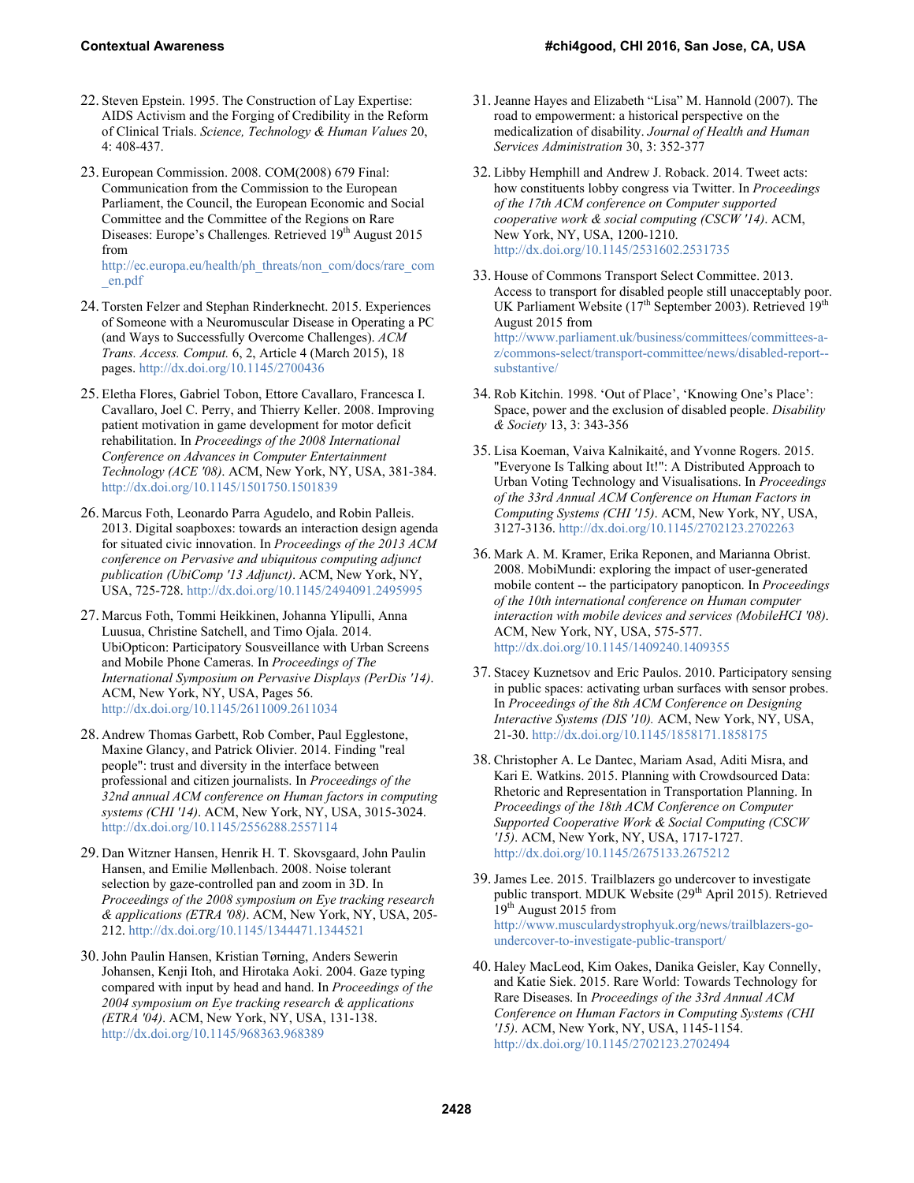22. Steven Epstein. 1995. The Construction of Lay Expertise: AIDS Activism and the Forging of Credibility in the Reform of Clinical Trials. *Science, Technology & Human Values* 20, 4: 408-437.

23. European Commission. 2008. COM(2008) 679 Final: Communication from the Commission to the European Parliament, the Council, the European Economic and Social Committee and the Committee of the Regions on Rare Diseases: Europe's Challenges*.* Retrieved 19th August 2015 from http://ec.europa.eu/health/ph_threats/non_com/docs/rare_com_en.pdf

24. Torsten Felzer and Stephan Rinderknecht. 2015. Experiences of Someone with a Neuromuscular Disease in Operating a PC (and Ways to Successfully Overcome Challenges). *ACM Trans. Access. Comput.* 6, 2, Article 4 (March 2015), 18 pages. http://dx.doi.org/10.1145/2700436

25. Eletha Flores, Gabriel Tobon, Ettore Cavallaro, Francesca I. Cavallaro, Joel C. Perry, and Thierry Keller. 2008. Improving patient motivation in game development for motor deficit rehabilitation. In *Proceedings of the 2008 International Conference on Advances in Computer Entertainment Technology (ACE '08)*. ACM, New York, NY, USA, 381-384. http://dx.doi.org/10.1145/1501750.1501839

26. Marcus Foth, Leonardo Parra Agudelo, and Robin Palleis. 2013. Digital soapboxes: towards an interaction design agenda for situated civic innovation. In *Proceedings of the 2013 ACM conference on Pervasive and ubiquitous computing adjunct publication (UbiComp '13 Adjunct)*. ACM, New York, NY, USA, 725-728. http://dx.doi.org/10.1145/2494091.2495995

27. Marcus Foth, Tommi Heikkinen, Johanna Ylipulli, Anna Luusua, Christine Satchell, and Timo Ojala. 2014. UbiOpticon: Participatory Sousveillance with Urban Screens and Mobile Phone Cameras. In *Proceedings of The International Symposium on Pervasive Displays (PerDis '14)*. ACM, New York, NY, USA, Pages 56. http://dx.doi.org/10.1145/2611009.2611034

28. Andrew Thomas Garbett, Rob Comber, Paul Egglestone, Maxine Glancy, and Patrick Olivier. 2014. Finding "real people": trust and diversity in the interface between professional and citizen journalists. In *Proceedings of the 32nd annual ACM conference on Human factors in computing systems (CHI '14)*. ACM, New York, NY, USA, 3015-3024. http://dx.doi.org/10.1145/2556288.2557114

29. Dan Witzner Hansen, Henrik H. T. Skovsgaard, John Paulin Hansen, and Emilie Møllenbach. 2008. Noise tolerant selection by gaze-controlled pan and zoom in 3D. In *Proceedings of the 2008 symposium on Eye tracking research & applications (ETRA '08)*. ACM, New York, NY, USA, 205-212. http://dx.doi.org/10.1145/1344471.1344521

30. John Paulin Hansen, Kristian Tørning, Anders Sewerin Johansen, Kenji Itoh, and Hirotaka Aoki. 2004. Gaze typing compared with input by head and hand. In *Proceedings of the 2004 symposium on Eye tracking research & applications (ETRA '04)*. ACM, New York, NY, USA, 131-138. http://dx.doi.org/10.1145/968363.968389

31. Jeanne Hayes and Elizabeth "Lisa" M. Hannold (2007). The road to empowerment: a historical perspective on the medicalization of disability. *Journal of Health and Human Services Administration* 30, 3: 352-377

32. Libby Hemphill and Andrew J. Roback. 2014. Tweet acts: how constituents lobby congress via Twitter. In *Proceedings of the 17th ACM conference on Computer supported cooperative work & social computing (CSCW '14)*. ACM, New York, NY, USA, 1200-1210. http://dx.doi.org/10.1145/2531602.2531735

33. House of Commons Transport Select Committee. 2013. Access to transport for disabled people still unacceptably poor. UK Parliament Website (17th September 2003). Retrieved 19th August 2015 from http://www.parliament.uk/business/committees/committees-a-z/commons-select/transport-committee/news/disabled-report--substantive/

34. Rob Kitchin. 1998. 'Out of Place', 'Knowing One's Place': Space, power and the exclusion of disabled people. *Disability & Society* 13, 3: 343-356

35. Lisa Koeman, Vaiva Kalnikaité, and Yvonne Rogers. 2015. "Everyone Is Talking about It!": A Distributed Approach to Urban Voting Technology and Visualisations. In *Proceedings of the 33rd Annual ACM Conference on Human Factors in Computing Systems (CHI '15)*. ACM, New York, NY, USA, 3127-3136. http://dx.doi.org/10.1145/2702123.2702263

36. Mark A. M. Kramer, Erika Reponen, and Marianna Obrist. 2008. MobiMundi: exploring the impact of user-generated mobile content -- the participatory panopticon. In *Proceedings of the 10th international conference on Human computer interaction with mobile devices and services (MobileHCI '08)*. ACM, New York, NY, USA, 575-577. http://dx.doi.org/10.1145/1409240.1409355

37. Stacey Kuznetsov and Eric Paulos. 2010. Participatory sensing in public spaces: activating urban surfaces with sensor probes. In *Proceedings of the 8th ACM Conference on Designing Interactive Systems (DIS '10).* ACM, New York, NY, USA, 21-30. http://dx.doi.org/10.1145/1858171.1858175

38. Christopher A. Le Dantec, Mariam Asad, Aditi Misra, and Kari E. Watkins. 2015. Planning with Crowdsourced Data: Rhetoric and Representation in Transportation Planning. In *Proceedings of the 18th ACM Conference on Computer Supported Cooperative Work & Social Computing (CSCW '15)*. ACM, New York, NY, USA, 1717-1727. http://dx.doi.org/10.1145/2675133.2675212

39. James Lee. 2015. Trailblazers go undercover to investigate public transport. MDUK Website (29th April 2015). Retrieved 19th August 2015 from http://www.musculardystrophyuk.org/news/trailblazers-go-undercover-to-investigate-public-transport/

40. Haley MacLeod, Kim Oakes, Danika Geisler, Kay Connelly, and Katie Siek. 2015. Rare World: Towards Technology for Rare Diseases. In *Proceedings of the 33rd Annual ACM Conference on Human Factors in Computing Systems (CHI '15)*. ACM, New York, NY, USA, 1145-1154. http://dx.doi.org/10.1145/2702123.2702494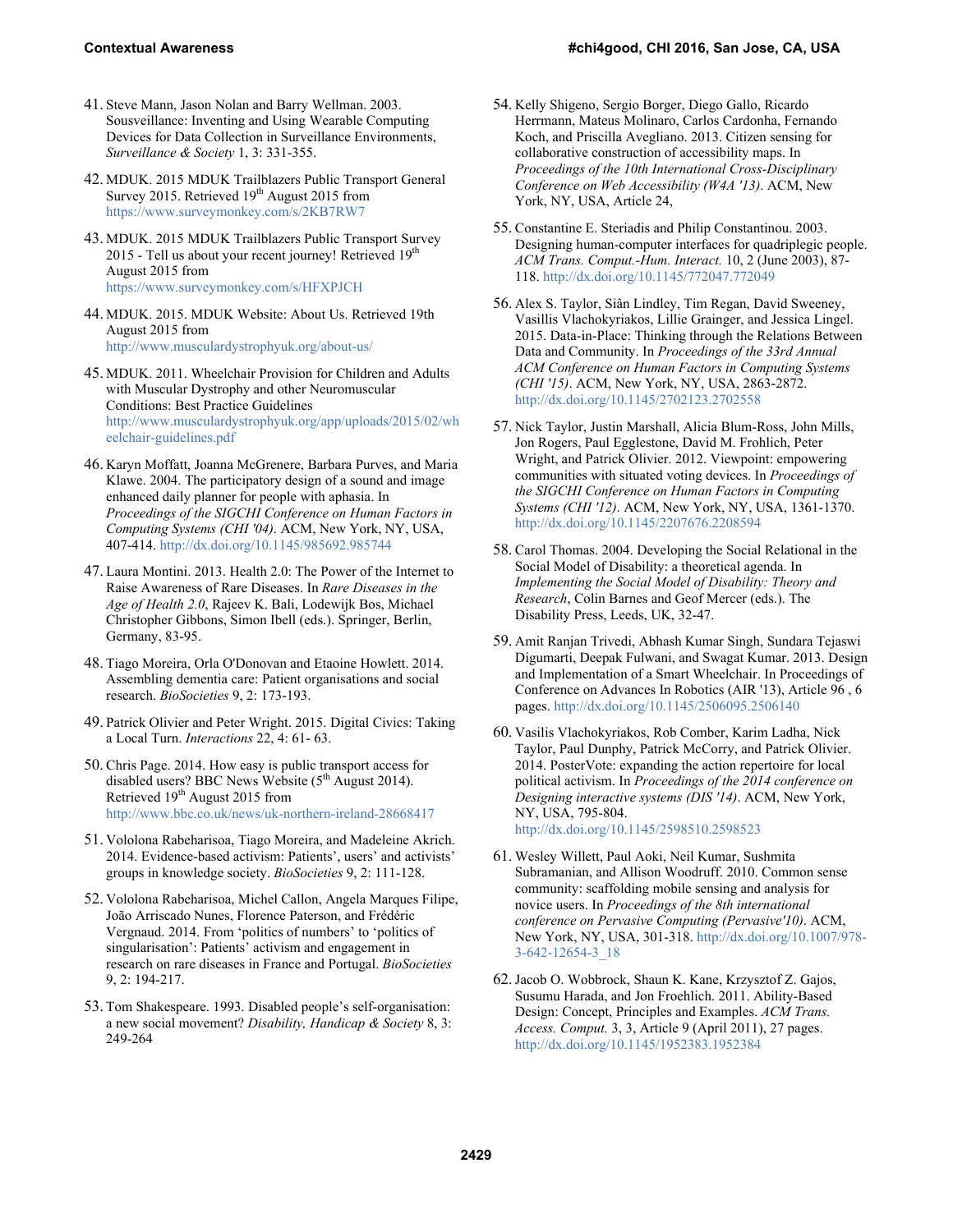41. Steve Mann, Jason Nolan and Barry Wellman. 2003. Sousveillance: Inventing and Using Wearable Computing Devices for Data Collection in Surveillance Environments, *Surveillance & Society* 1, 3: 331-355.

42. MDUK. 2015 MDUK Trailblazers Public Transport General Survey 2015. Retrieved 19th August 2015 from https://www.surveymonkey.com/s/2KB7RW7

43. MDUK. 2015 MDUK Trailblazers Public Transport Survey 2015 - Tell us about your recent journey! Retrieved 19th August 2015 from https://www.surveymonkey.com/s/HFXPJCH

44. MDUK. 2015. MDUK Website: About Us. Retrieved 19th August 2015 from http://www.musculardystrophyuk.org/about-us/

45. MDUK. 2011. Wheelchair Provision for Children and Adults with Muscular Dystrophy and other Neuromuscular Conditions: Best Practice Guidelines http://www.musculardystrophyuk.org/app/uploads/2015/02/wheelchair-guidelines.pdf

46. Karyn Moffatt, Joanna McGrenere, Barbara Purves, and Maria Klawe. 2004. The participatory design of a sound and image enhanced daily planner for people with aphasia. In *Proceedings of the SIGCHI Conference on Human Factors in Computing Systems (CHI '04)*. ACM, New York, NY, USA, 407-414. http://dx.doi.org/10.1145/985692.985744

47. Laura Montini. 2013. Health 2.0: The Power of the Internet to Raise Awareness of Rare Diseases. In *Rare Diseases in the Age of Health 2.0*, Rajeev K. Bali, Lodewijk Bos, Michael Christopher Gibbons, Simon Ibell (eds.). Springer, Berlin, Germany, 83-95.

48. Tiago Moreira, Orla O'Donovan and Etaoine Howlett. 2014. Assembling dementia care: Patient organisations and social research. *BioSocieties* 9, 2: 173-193.

49. Patrick Olivier and Peter Wright. 2015. Digital Civics: Taking a Local Turn. *Interactions* 22, 4: 61- 63.

50. Chris Page. 2014. How easy is public transport access for disabled users? BBC News Website (5th August 2014). Retrieved 19th August 2015 from http://www.bbc.co.uk/news/uk-northern-ireland-28668417

51. Vololona Rabeharisoa, Tiago Moreira, and Madeleine Akrich. 2014. Evidence-based activism: Patients', users' and activists' groups in knowledge society. *BioSocieties* 9, 2: 111-128.

52. Vololona Rabeharisoa, Michel Callon, Angela Marques Filipe, João Arriscado Nunes, Florence Paterson, and Frédéric Vergnaud. 2014. From 'politics of numbers' to 'politics of singularisation': Patients' activism and engagement in research on rare diseases in France and Portugal. *BioSocieties* 9, 2: 194-217.

53. Tom Shakespeare. 1993. Disabled people's self-organisation: a new social movement? *Disability, Handicap & Society* 8, 3: 249-264

54. Kelly Shigeno, Sergio Borger, Diego Gallo, Ricardo Herrmann, Mateus Molinaro, Carlos Cardonha, Fernando Koch, and Priscilla Avegliano. 2013. Citizen sensing for collaborative construction of accessibility maps. In *Proceedings of the 10th International Cross-Disciplinary Conference on Web Accessibility (W4A '13)*. ACM, New York, NY, USA, Article 24,

55. Constantine E. Steriadis and Philip Constantinou. 2003. Designing human-computer interfaces for quadriplegic people. *ACM Trans. Comput.-Hum. Interact.* 10, 2 (June 2003), 87-118. http://dx.doi.org/10.1145/772047.772049

56. Alex S. Taylor, Siân Lindley, Tim Regan, David Sweeney, Vasillis Vlachokyriakos, Lillie Grainger, and Jessica Lingel. 2015. Data-in-Place: Thinking through the Relations Between Data and Community. In *Proceedings of the 33rd Annual ACM Conference on Human Factors in Computing Systems (CHI '15)*. ACM, New York, NY, USA, 2863-2872. http://dx.doi.org/10.1145/2702123.2702558

57. Nick Taylor, Justin Marshall, Alicia Blum-Ross, John Mills, Jon Rogers, Paul Egglestone, David M. Frohlich, Peter Wright, and Patrick Olivier. 2012. Viewpoint: empowering communities with situated voting devices. In *Proceedings of the SIGCHI Conference on Human Factors in Computing Systems (CHI '12)*. ACM, New York, NY, USA, 1361-1370. http://dx.doi.org/10.1145/2207676.2208594

58. Carol Thomas. 2004. Developing the Social Relational in the Social Model of Disability: a theoretical agenda. In *Implementing the Social Model of Disability: Theory and Research*, Colin Barnes and Geof Mercer (eds.). The Disability Press, Leeds, UK, 32-47.

59. Amit Ranjan Trivedi, Abhash Kumar Singh, Sundara Tejaswi Digumarti, Deepak Fulwani, and Swagat Kumar. 2013. Design and Implementation of a Smart Wheelchair. In Proceedings of Conference on Advances In Robotics (AIR '13), Article 96 , 6 pages. http://dx.doi.org/10.1145/2506095.2506140

60. Vasilis Vlachokyriakos, Rob Comber, Karim Ladha, Nick Taylor, Paul Dunphy, Patrick McCorry, and Patrick Olivier. 2014. PosterVote: expanding the action repertoire for local political activism. In *Proceedings of the 2014 conference on Designing interactive systems (DIS '14)*. ACM, New York, NY, USA, 795-804. http://dx.doi.org/10.1145/2598510.2598523

61. Wesley Willett, Paul Aoki, Neil Kumar, Sushmita Subramanian, and Allison Woodruff. 2010. Common sense community: scaffolding mobile sensing and analysis for novice users. In *Proceedings of the 8th international conference on Pervasive Computing (Pervasive'10)*. ACM, New York, NY, USA, 301-318. http://dx.doi.org/10.1007/978-3-642-12654-3_18

62. Jacob O. Wobbrock, Shaun K. Kane, Krzysztof Z. Gajos, Susumu Harada, and Jon Froehlich. 2011. Ability-Based Design: Concept, Principles and Examples. *ACM Trans. Access. Comput.* 3, 3, Article 9 (April 2011), 27 pages. http://dx.doi.org/10.1145/1952383.1952384